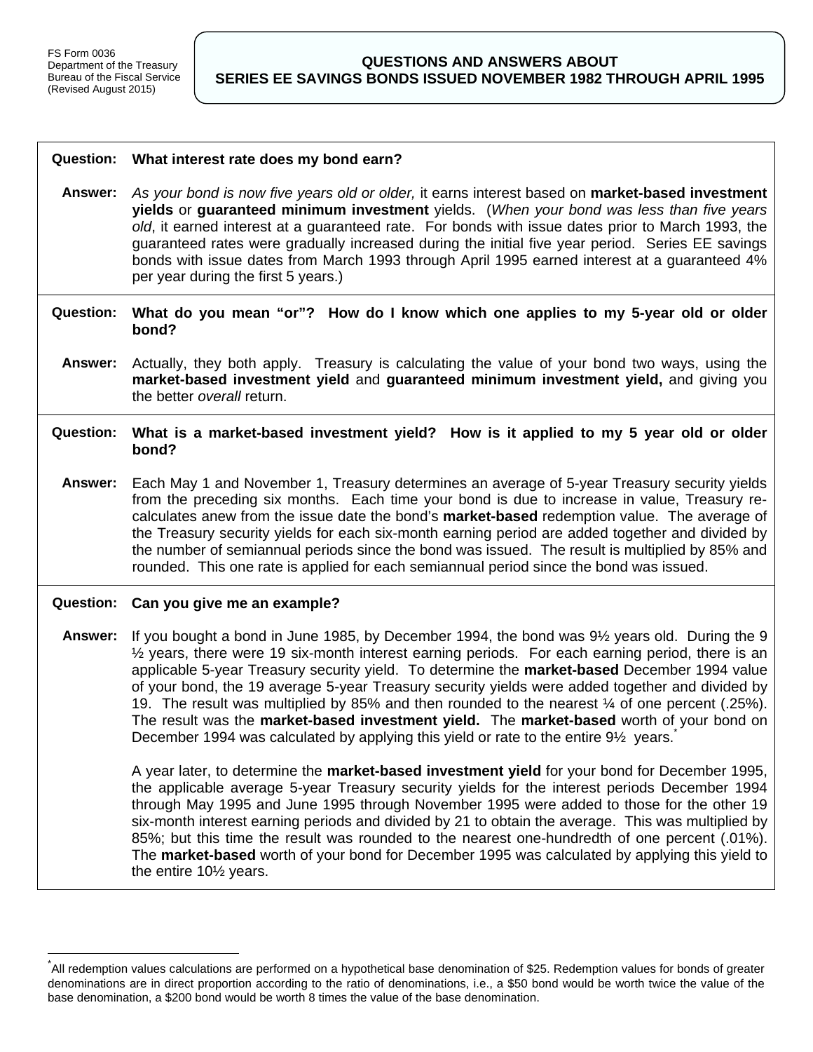FS Form 0036
Department of the Treasury
Bureau of the Fiscal Service
(Revised August 2015)

# QUESTIONS AND ANSWERS ABOUT SERIES EE SAVINGS BONDS ISSUED NOVEMBER 1982 THROUGH APRIL 1995

**Question: What interest rate does my bond earn?**

**Answer:** *As your bond is now five years old or older,* it earns interest based on **market-based investment yields** or **guaranteed minimum investment** yields. (*When your bond was less than five years old*, it earned interest at a guaranteed rate. For bonds with issue dates prior to March 1993, the guaranteed rates were gradually increased during the initial five year period. Series EE savings bonds with issue dates from March 1993 through April 1995 earned interest at a guaranteed 4% per year during the first 5 years.)

**Question: What do you mean "or"? How do I know which one applies to my 5-year old or older bond?**

**Answer:** Actually, they both apply. Treasury is calculating the value of your bond two ways, using the **market-based investment yield** and **guaranteed minimum investment yield,** and giving you the better *overall* return.

**Question: What is a market-based investment yield? How is it applied to my 5 year old or older bond?**

**Answer:** Each May 1 and November 1, Treasury determines an average of 5-year Treasury security yields from the preceding six months. Each time your bond is due to increase in value, Treasury re-calculates anew from the issue date the bond's **market-based** redemption value. The average of the Treasury security yields for each six-month earning period are added together and divided by the number of semiannual periods since the bond was issued. The result is multiplied by 85% and rounded. This one rate is applied for each semiannual period since the bond was issued.

**Question: Can you give me an example?**

**Answer:** If you bought a bond in June 1985, by December 1994, the bond was 9½ years old. During the 9 ½ years, there were 19 six-month interest earning periods. For each earning period, there is an applicable 5-year Treasury security yield. To determine the **market-based** December 1994 value of your bond, the 19 average 5-year Treasury security yields were added together and divided by 19. The result was multiplied by 85% and then rounded to the nearest ¼ of one percent (.25%). The result was the **market-based investment yield.** The **market-based** worth of your bond on December 1994 was calculated by applying this yield or rate to the entire 9½ years.*

A year later, to determine the **market-based investment yield** for your bond for December 1995, the applicable average 5-year Treasury security yields for the interest periods December 1994 through May 1995 and June 1995 through November 1995 were added to those for the other 19 six-month interest earning periods and divided by 21 to obtain the average. This was multiplied by 85%; but this time the result was rounded to the nearest one-hundredth of one percent (.01%). The **market-based** worth of your bond for December 1995 was calculated by applying this yield to the entire 10½ years.

---

*All redemption values calculations are performed on a hypothetical base denomination of $25. Redemption values for bonds of greater denominations are in direct proportion according to the ratio of denominations, i.e., a $50 bond would be worth twice the value of the base denomination, a $200 bond would be worth 8 times the value of the base denomination.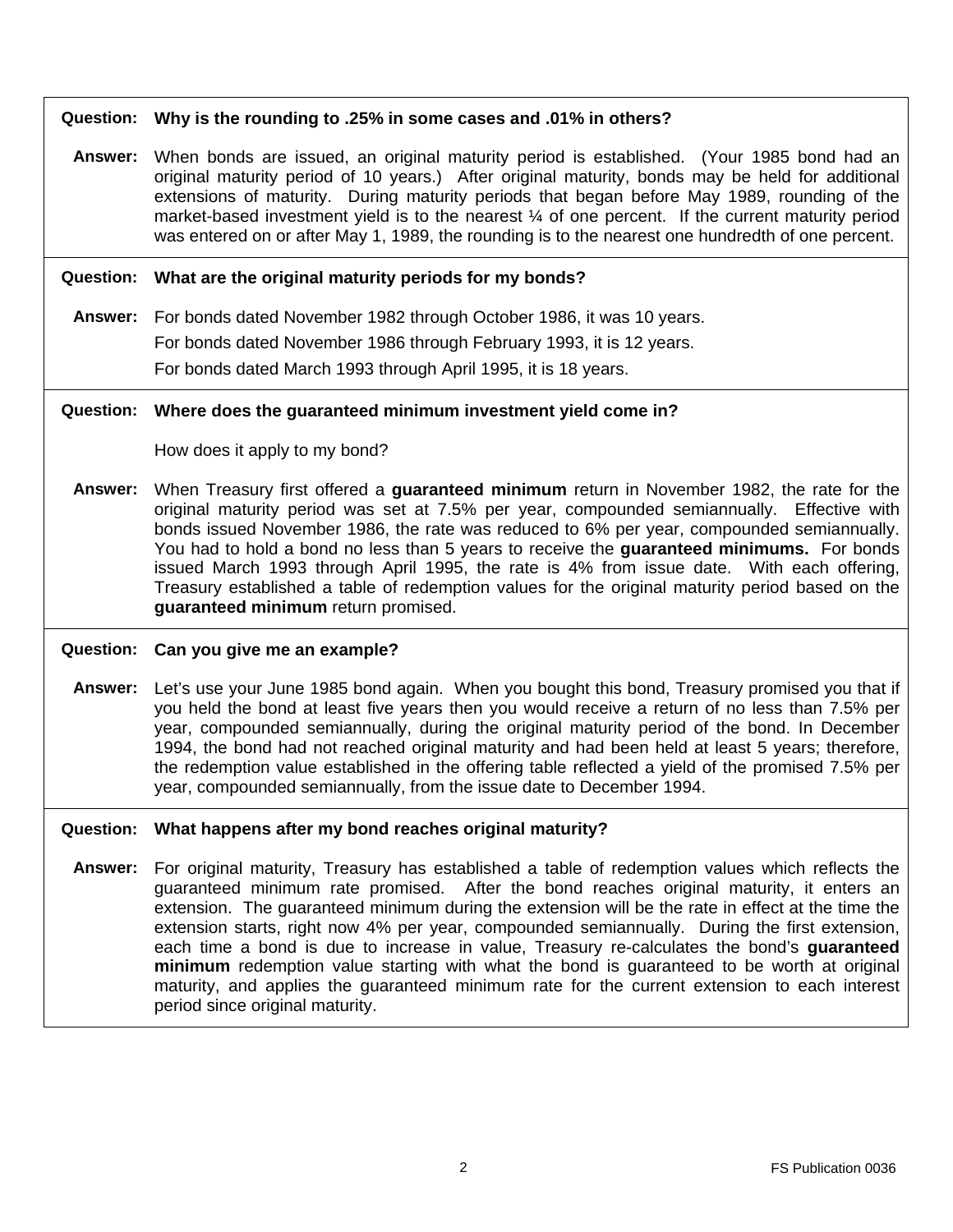**Question:** **Why is the rounding to .25% in some cases and .01% in others?**

**Answer:** When bonds are issued, an original maturity period is established. (Your 1985 bond had an original maturity period of 10 years.) After original maturity, bonds may be held for additional extensions of maturity. During maturity periods that began before May 1989, rounding of the market-based investment yield is to the nearest ¼ of one percent. If the current maturity period was entered on or after May 1, 1989, the rounding is to the nearest one hundredth of one percent.

**Question:** **What are the original maturity periods for my bonds?**

**Answer:** For bonds dated November 1982 through October 1986, it was 10 years.

For bonds dated November 1986 through February 1993, it is 12 years.

For bonds dated March 1993 through April 1995, it is 18 years.

**Question:** **Where does the guaranteed minimum investment yield come in?**

How does it apply to my bond?

**Answer:** When Treasury first offered a **guaranteed minimum** return in November 1982, the rate for the original maturity period was set at 7.5% per year, compounded semiannually. Effective with bonds issued November 1986, the rate was reduced to 6% per year, compounded semiannually. You had to hold a bond no less than 5 years to receive the **guaranteed minimums.** For bonds issued March 1993 through April 1995, the rate is 4% from issue date. With each offering, Treasury established a table of redemption values for the original maturity period based on the **guaranteed minimum** return promised.

**Question:** **Can you give me an example?**

**Answer:** Let's use your June 1985 bond again. When you bought this bond, Treasury promised you that if you held the bond at least five years then you would receive a return of no less than 7.5% per year, compounded semiannually, during the original maturity period of the bond. In December 1994, the bond had not reached original maturity and had been held at least 5 years; therefore, the redemption value established in the offering table reflected a yield of the promised 7.5% per year, compounded semiannually, from the issue date to December 1994.

**Question:** **What happens after my bond reaches original maturity?**

**Answer:** For original maturity, Treasury has established a table of redemption values which reflects the guaranteed minimum rate promised. After the bond reaches original maturity, it enters an extension. The guaranteed minimum during the extension will be the rate in effect at the time the extension starts, right now 4% per year, compounded semiannually. During the first extension, each time a bond is due to increase in value, Treasury re-calculates the bond's **guaranteed minimum** redemption value starting with what the bond is guaranteed to be worth at original maturity, and applies the guaranteed minimum rate for the current extension to each interest period since original maturity.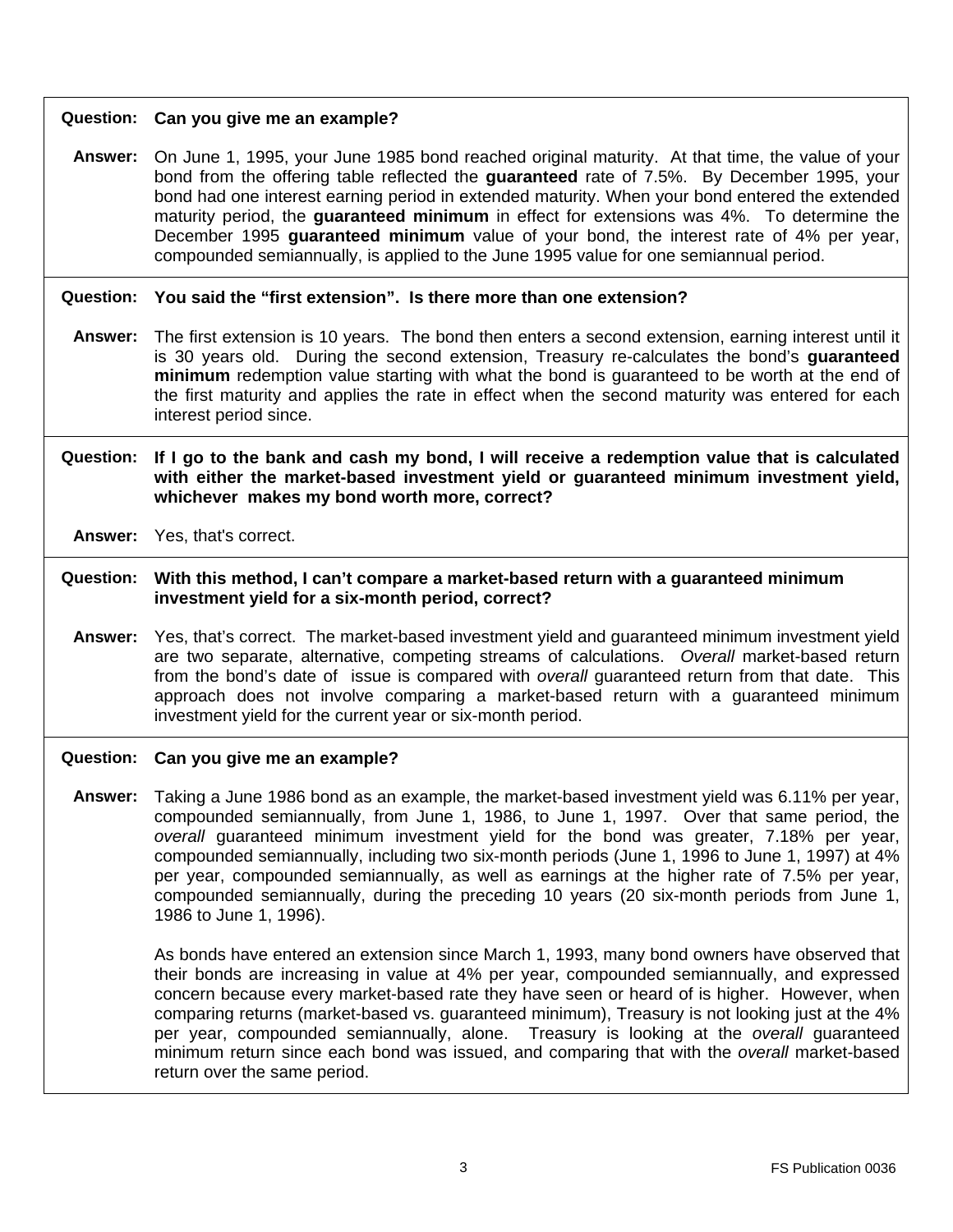**Question:** **Can you give me an example?**

**Answer:** On June 1, 1995, your June 1985 bond reached original maturity. At that time, the value of your bond from the offering table reflected the **guaranteed** rate of 7.5%. By December 1995, your bond had one interest earning period in extended maturity. When your bond entered the extended maturity period, the **guaranteed minimum** in effect for extensions was 4%. To determine the December 1995 **guaranteed minimum** value of your bond, the interest rate of 4% per year, compounded semiannually, is applied to the June 1995 value for one semiannual period.

**Question:** **You said the "first extension". Is there more than one extension?**

**Answer:** The first extension is 10 years. The bond then enters a second extension, earning interest until it is 30 years old. During the second extension, Treasury re-calculates the bond's **guaranteed minimum** redemption value starting with what the bond is guaranteed to be worth at the end of the first maturity and applies the rate in effect when the second maturity was entered for each interest period since.

**Question:** **If I go to the bank and cash my bond, I will receive a redemption value that is calculated with either the market-based investment yield or guaranteed minimum investment yield, whichever makes my bond worth more, correct?**

**Answer:** Yes, that's correct.

**Question:** **With this method, I can't compare a market-based return with a guaranteed minimum investment yield for a six-month period, correct?**

**Answer:** Yes, that's correct. The market-based investment yield and guaranteed minimum investment yield are two separate, alternative, competing streams of calculations. *Overall* market-based return from the bond's date of issue is compared with *overall* guaranteed return from that date. This approach does not involve comparing a market-based return with a guaranteed minimum investment yield for the current year or six-month period.

**Question:** **Can you give me an example?**

**Answer:** Taking a June 1986 bond as an example, the market-based investment yield was 6.11% per year, compounded semiannually, from June 1, 1986, to June 1, 1997. Over that same period, the *overall* guaranteed minimum investment yield for the bond was greater, 7.18% per year, compounded semiannually, including two six-month periods (June 1, 1996 to June 1, 1997) at 4% per year, compounded semiannually, as well as earnings at the higher rate of 7.5% per year, compounded semiannually, during the preceding 10 years (20 six-month periods from June 1, 1986 to June 1, 1996).

As bonds have entered an extension since March 1, 1993, many bond owners have observed that their bonds are increasing in value at 4% per year, compounded semiannually, and expressed concern because every market-based rate they have seen or heard of is higher. However, when comparing returns (market-based vs. guaranteed minimum), Treasury is not looking just at the 4% per year, compounded semiannually, alone. Treasury is looking at the *overall* guaranteed minimum return since each bond was issued, and comparing that with the *overall* market-based return over the same period.